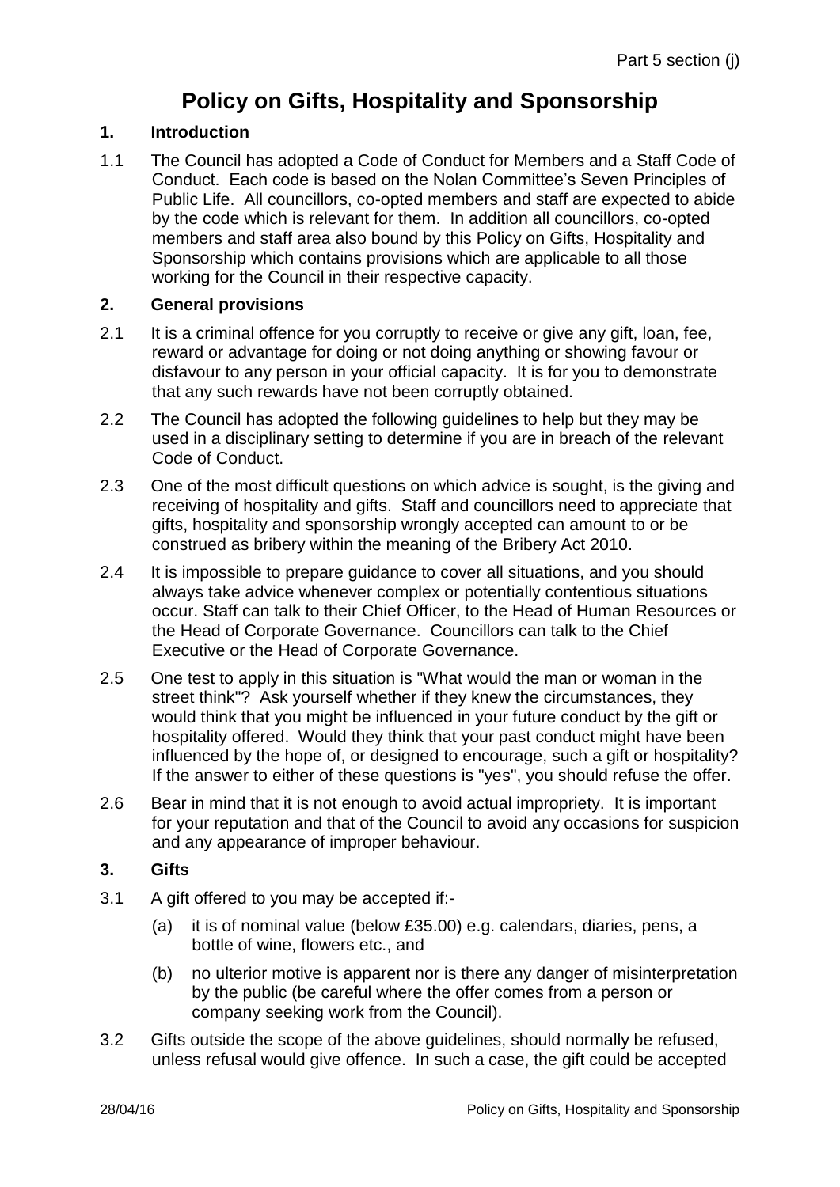Part 5 section (j)

# Policy on Gifts, Hospitality and Sponsorship

## 1. Introduction

1.1 The Council has adopted a Code of Conduct for Members and a Staff Code of Conduct. Each code is based on the Nolan Committee's Seven Principles of Public Life. All councillors, co-opted members and staff are expected to abide by the code which is relevant for them. In addition all councillors, co-opted members and staff area also bound by this Policy on Gifts, Hospitality and Sponsorship which contains provisions which are applicable to all those working for the Council in their respective capacity.

## 2. General provisions

2.1 It is a criminal offence for you corruptly to receive or give any gift, loan, fee, reward or advantage for doing or not doing anything or showing favour or disfavour to any person in your official capacity. It is for you to demonstrate that any such rewards have not been corruptly obtained.

2.2 The Council has adopted the following guidelines to help but they may be used in a disciplinary setting to determine if you are in breach of the relevant Code of Conduct.

2.3 One of the most difficult questions on which advice is sought, is the giving and receiving of hospitality and gifts. Staff and councillors need to appreciate that gifts, hospitality and sponsorship wrongly accepted can amount to or be construed as bribery within the meaning of the Bribery Act 2010.

2.4 It is impossible to prepare guidance to cover all situations, and you should always take advice whenever complex or potentially contentious situations occur. Staff can talk to their Chief Officer, to the Head of Human Resources or the Head of Corporate Governance. Councillors can talk to the Chief Executive or the Head of Corporate Governance.

2.5 One test to apply in this situation is "What would the man or woman in the street think"? Ask yourself whether if they knew the circumstances, they would think that you might be influenced in your future conduct by the gift or hospitality offered. Would they think that your past conduct might have been influenced by the hope of, or designed to encourage, such a gift or hospitality? If the answer to either of these questions is "yes", you should refuse the offer.

2.6 Bear in mind that it is not enough to avoid actual impropriety. It is important for your reputation and that of the Council to avoid any occasions for suspicion and any appearance of improper behaviour.

## 3. Gifts

3.1 A gift offered to you may be accepted if:-

(a) it is of nominal value (below £35.00) e.g. calendars, diaries, pens, a bottle of wine, flowers etc., and

(b) no ulterior motive is apparent nor is there any danger of misinterpretation by the public (be careful where the offer comes from a person or company seeking work from the Council).

3.2 Gifts outside the scope of the above guidelines, should normally be refused, unless refusal would give offence. In such a case, the gift could be accepted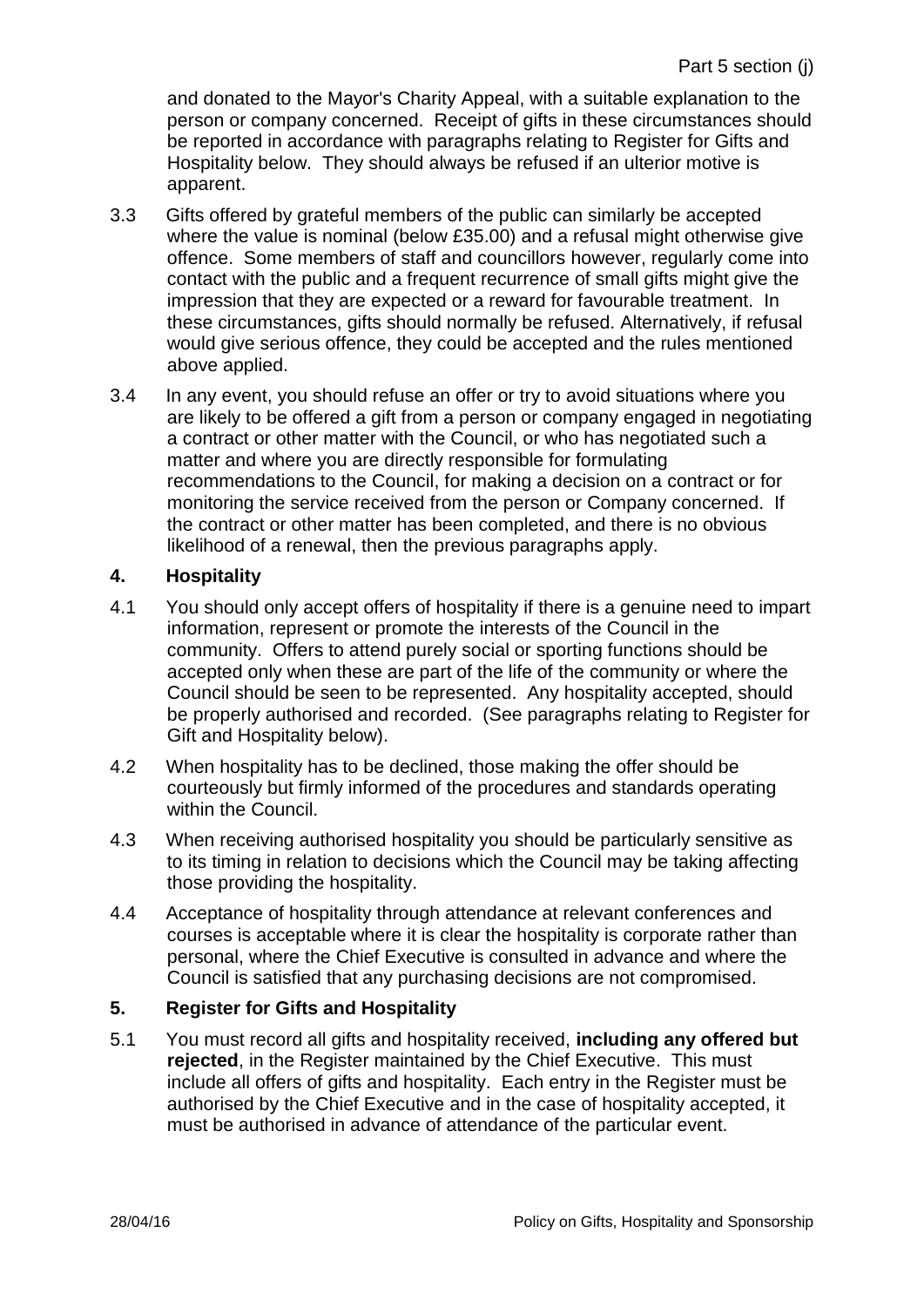and donated to the Mayor's Charity Appeal, with a suitable explanation to the person or company concerned. Receipt of gifts in these circumstances should be reported in accordance with paragraphs relating to Register for Gifts and Hospitality below. They should always be refused if an ulterior motive is apparent.

3.3 Gifts offered by grateful members of the public can similarly be accepted where the value is nominal (below £35.00) and a refusal might otherwise give offence. Some members of staff and councillors however, regularly come into contact with the public and a frequent recurrence of small gifts might give the impression that they are expected or a reward for favourable treatment. In these circumstances, gifts should normally be refused. Alternatively, if refusal would give serious offence, they could be accepted and the rules mentioned above applied.

3.4 In any event, you should refuse an offer or try to avoid situations where you are likely to be offered a gift from a person or company engaged in negotiating a contract or other matter with the Council, or who has negotiated such a matter and where you are directly responsible for formulating recommendations to the Council, for making a decision on a contract or for monitoring the service received from the person or Company concerned. If the contract or other matter has been completed, and there is no obvious likelihood of a renewal, then the previous paragraphs apply.

## 4. Hospitality

4.1 You should only accept offers of hospitality if there is a genuine need to impart information, represent or promote the interests of the Council in the community. Offers to attend purely social or sporting functions should be accepted only when these are part of the life of the community or where the Council should be seen to be represented. Any hospitality accepted, should be properly authorised and recorded. (See paragraphs relating to Register for Gift and Hospitality below).

4.2 When hospitality has to be declined, those making the offer should be courteously but firmly informed of the procedures and standards operating within the Council.

4.3 When receiving authorised hospitality you should be particularly sensitive as to its timing in relation to decisions which the Council may be taking affecting those providing the hospitality.

4.4 Acceptance of hospitality through attendance at relevant conferences and courses is acceptable where it is clear the hospitality is corporate rather than personal, where the Chief Executive is consulted in advance and where the Council is satisfied that any purchasing decisions are not compromised.

## 5. Register for Gifts and Hospitality

5.1 You must record all gifts and hospitality received, **including any offered but rejected**, in the Register maintained by the Chief Executive. This must include all offers of gifts and hospitality. Each entry in the Register must be authorised by the Chief Executive and in the case of hospitality accepted, it must be authorised in advance of attendance of the particular event.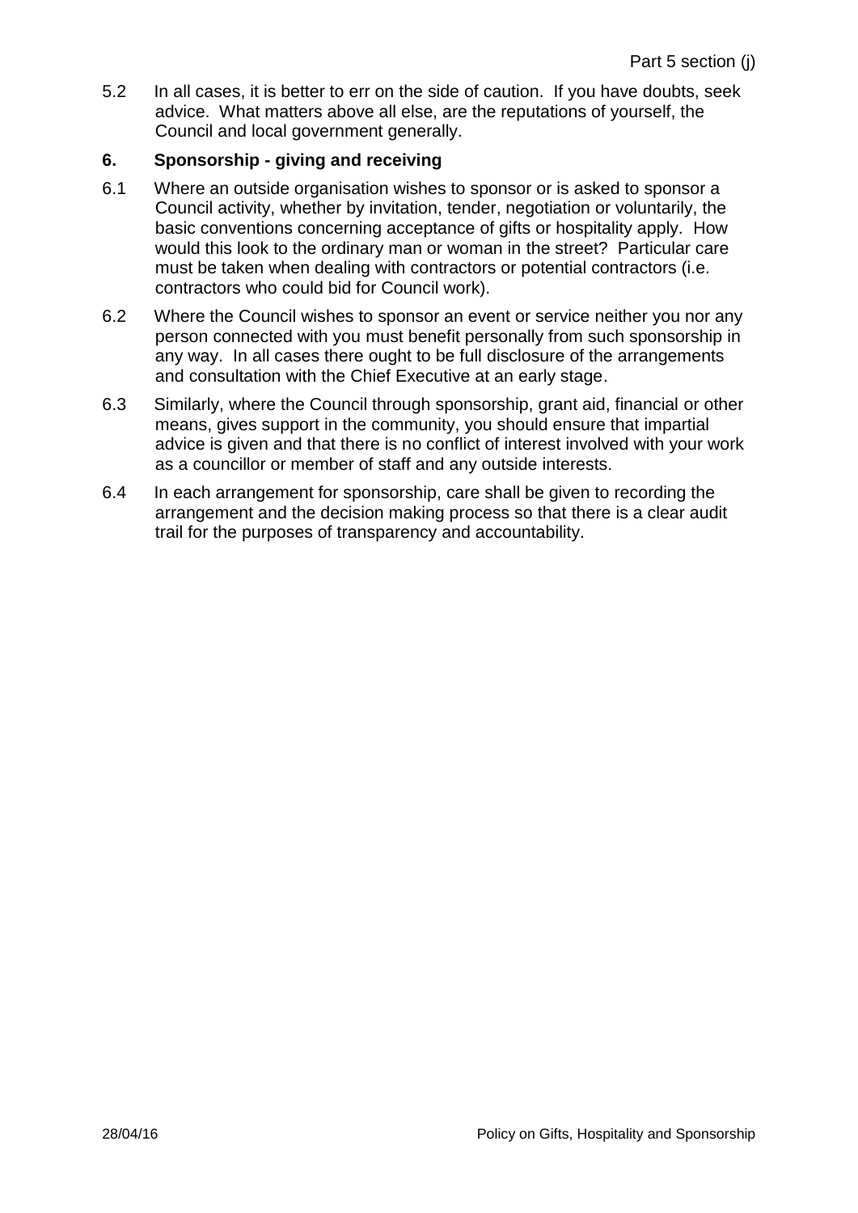5.2 In all cases, it is better to err on the side of caution. If you have doubts, seek advice. What matters above all else, are the reputations of yourself, the Council and local government generally.

## 6. Sponsorship - giving and receiving

6.1 Where an outside organisation wishes to sponsor or is asked to sponsor a Council activity, whether by invitation, tender, negotiation or voluntarily, the basic conventions concerning acceptance of gifts or hospitality apply. How would this look to the ordinary man or woman in the street? Particular care must be taken when dealing with contractors or potential contractors (i.e. contractors who could bid for Council work).

6.2 Where the Council wishes to sponsor an event or service neither you nor any person connected with you must benefit personally from such sponsorship in any way. In all cases there ought to be full disclosure of the arrangements and consultation with the Chief Executive at an early stage.

6.3 Similarly, where the Council through sponsorship, grant aid, financial or other means, gives support in the community, you should ensure that impartial advice is given and that there is no conflict of interest involved with your work as a councillor or member of staff and any outside interests.

6.4 In each arrangement for sponsorship, care shall be given to recording the arrangement and the decision making process so that there is a clear audit trail for the purposes of transparency and accountability.